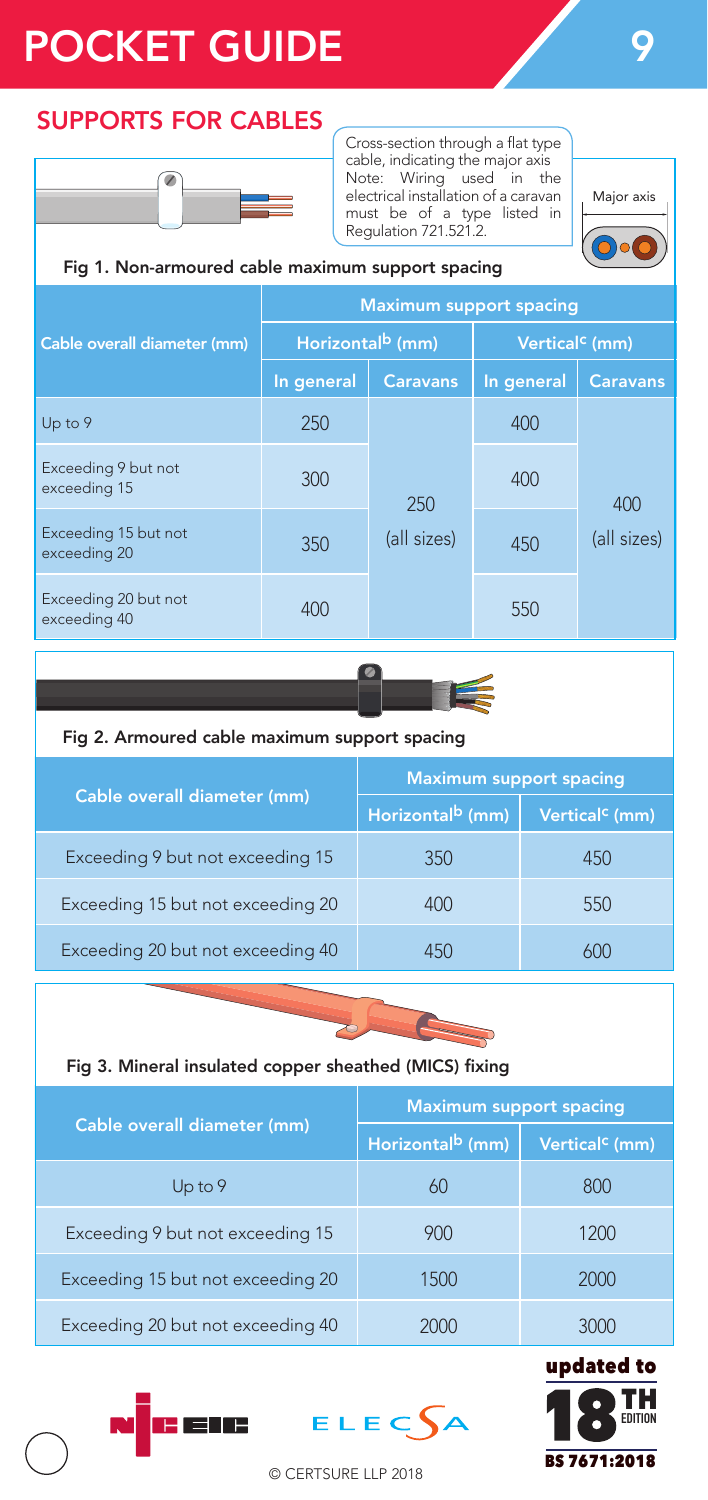# POCKET GUIDE

## SUPPORTS FOR CABLES

Cross-section through a flat type cable, indicating the major axis
Note: Wiring used in the electrical installation of a caravan must be of a type listed in Regulation 721.521.2.

Major axis

### Fig 1. Non-armoured cable maximum support spacing

| Cable overall diameter (mm) | Maximum support spacing | | | |
|---|---|---|---|---|
| | Horizontal[b] (mm) | | Vertical[c] (mm) | |
| | In general | Caravans | In general | Caravans |
| Up to 9 | 250 | 250 (all sizes) | 400 | 400 (all sizes) |
| Exceeding 9 but not exceeding 15 | 300 | | 400 | |
| Exceeding 15 but not exceeding 20 | 350 | | 450 | |
| Exceeding 20 but not exceeding 40 | 400 | | 550 | |

### Fig 2. Armoured cable maximum support spacing

| Cable overall diameter (mm) | Maximum support spacing | |
|---|---|---|
| | Horizontal[b] (mm) | Vertical[c] (mm) |
| Exceeding 9 but not exceeding 15 | 350 | 450 |
| Exceeding 15 but not exceeding 20 | 400 | 550 |
| Exceeding 20 but not exceeding 40 | 450 | 600 |

### Fig 3. Mineral insulated copper sheathed (MICS) fixing

| Cable overall diameter (mm) | Maximum support spacing | |
|---|---|---|
| | Horizontal[b] (mm) | Vertical[c] (mm) |
| Up to 9 | 60 | 800 |
| Exceeding 9 but not exceeding 15 | 900 | 1200 |
| Exceeding 15 but not exceeding 20 | 1500 | 2000 |
| Exceeding 20 but not exceeding 40 | 2000 | 3000 |

NICEIC ELECSA

updated to 18TH EDITION BS 7671:2018

© CERTSURE LLP 2018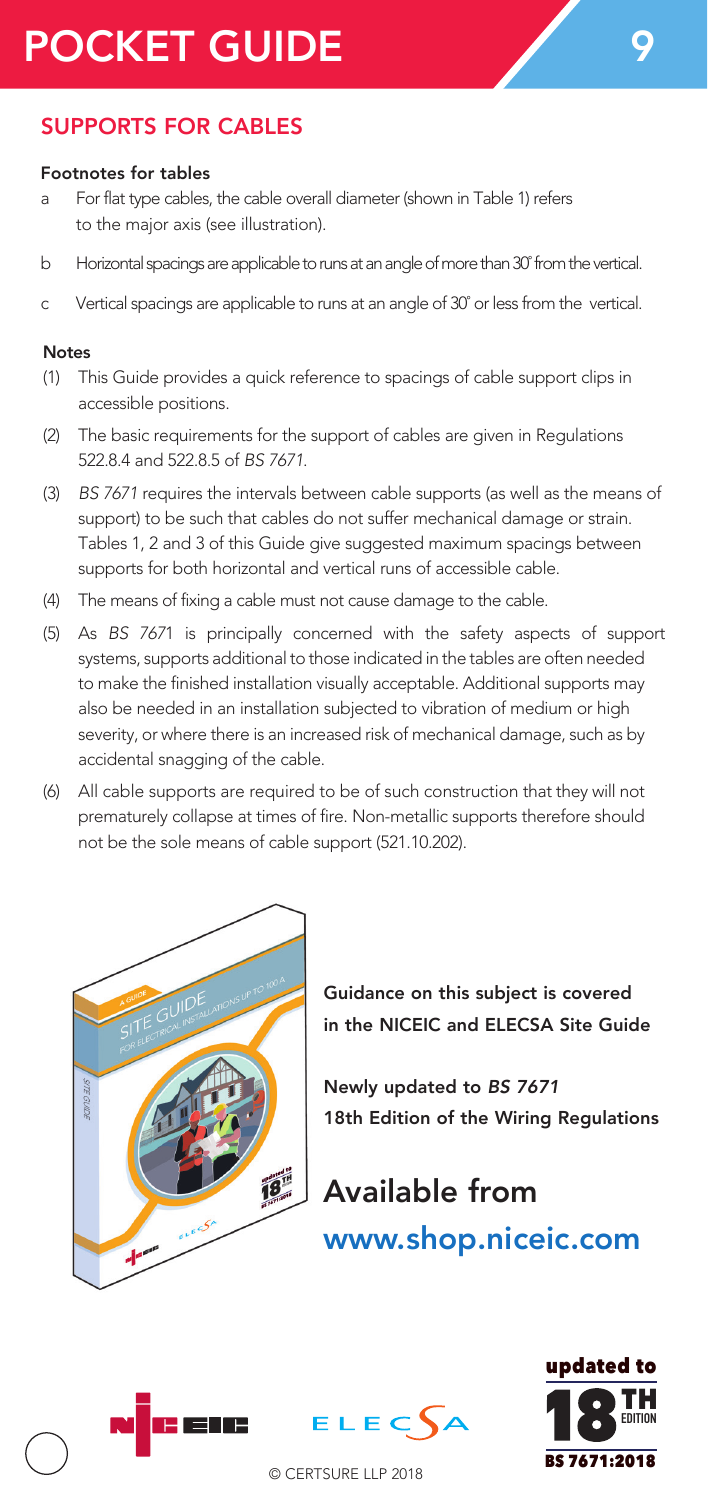## SUPPORTS FOR CABLES

### Footnotes for tables

a For flat type cables, the cable overall diameter (shown in Table 1) refers to the major axis (see illustration).

b Horizontal spacings are applicable to runs at an angle of more than 30° from the vertical.

c Vertical spacings are applicable to runs at an angle of 30° or less from the vertical.

### Notes

(1) This Guide provides a quick reference to spacings of cable support clips in accessible positions.

(2) The basic requirements for the support of cables are given in Regulations 522.8.4 and 522.8.5 of *BS 7671.*

(3) *BS 7671* requires the intervals between cable supports (as well as the means of support) to be such that cables do not suffer mechanical damage or strain. Tables 1, 2 and 3 of this Guide give suggested maximum spacings between supports for both horizontal and vertical runs of accessible cable.

(4) The means of fixing a cable must not cause damage to the cable.

(5) As *BS 7671* is principally concerned with the safety aspects of support systems, supports additional to those indicated in the tables are often needed to make the finished installation visually acceptable. Additional supports may also be needed in an installation subjected to vibration of medium or high severity, or where there is an increased risk of mechanical damage, such as by accidental snagging of the cable.

(6) All cable supports are required to be of such construction that they will not prematurely collapse at times of fire. Non-metallic supports therefore should not be the sole means of cable support (521.10.202).

**Guidance on this subject is covered in the NICEIC and ELECSA Site Guide**

**Newly updated to *BS 7671* 18th Edition of the Wiring Regulations**

## Available from www.shop.niceic.com

© CERTSURE LLP 2018